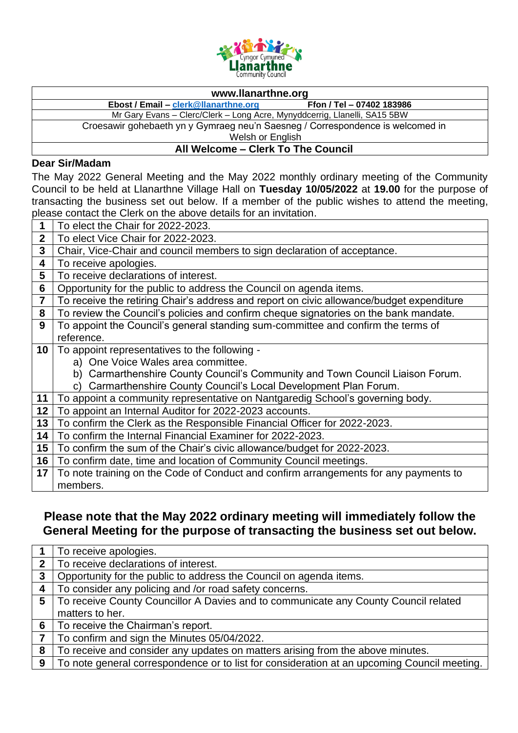| www.llanarthne.org | |
|---|---|
| **Ebost / Email – clerk@llanarthne.org** | **Ffon / Tel – 07402 183986** |
| Mr Gary Evans – Clerc/Clerk – Long Acre, Mynyddcerrig, Llanelli, SA15 5BW | |
| Croesawir gohebaeth yn y Gymraeg neu'n Saesneg / Correspondence is welcomed in Welsh or English | |
| **All Welcome – Clerk To The Council** | |

**Dear Sir/Madam**

The May 2022 General Meeting and the May 2022 monthly ordinary meeting of the Community Council to be held at Llanarthne Village Hall on **Tuesday 10/05/2022** at **19.00** for the purpose of transacting the business set out below. If a member of the public wishes to attend the meeting, please contact the Clerk on the above details for an invitation.

| | |
|---|---|
| **1** | To elect the Chair for 2022-2023. |
| **2** | To elect Vice Chair for 2022-2023. |
| **3** | Chair, Vice-Chair and council members to sign declaration of acceptance. |
| **4** | To receive apologies. |
| **5** | To receive declarations of interest. |
| **6** | Opportunity for the public to address the Council on agenda items. |
| **7** | To receive the retiring Chair's address and report on civic allowance/budget expenditure |
| **8** | To review the Council's policies and confirm cheque signatories on the bank mandate. |
| **9** | To appoint the Council's general standing sum-committee and confirm the terms of reference. |
| **10** | To appoint representatives to the following - a) One Voice Wales area committee. b) Carmarthenshire County Council's Community and Town Council Liaison Forum. c) Carmarthenshire County Council's Local Development Plan Forum. |
| **11** | To appoint a community representative on Nantgaredig School's governing body. |
| **12** | To appoint an Internal Auditor for 2022-2023 accounts. |
| **13** | To confirm the Clerk as the Responsible Financial Officer for 2022-2023. |
| **14** | To confirm the Internal Financial Examiner for 2022-2023. |
| **15** | To confirm the sum of the Chair's civic allowance/budget for 2022-2023. |
| **16** | To confirm date, time and location of Community Council meetings. |
| **17** | To note training on the Code of Conduct and confirm arrangements for any payments to members. |

## Please note that the May 2022 ordinary meeting will immediately follow the General Meeting for the purpose of transacting the business set out below.

| | |
|---|---|
| **1** | To receive apologies. |
| **2** | To receive declarations of interest. |
| **3** | Opportunity for the public to address the Council on agenda items. |
| **4** | To consider any policing and /or road safety concerns. |
| **5** | To receive County Councillor A Davies and to communicate any County Council related matters to her. |
| **6** | To receive the Chairman's report. |
| **7** | To confirm and sign the Minutes 05/04/2022. |
| **8** | To receive and consider any updates on matters arising from the above minutes. |
| **9** | To note general correspondence or to list for consideration at an upcoming Council meeting. |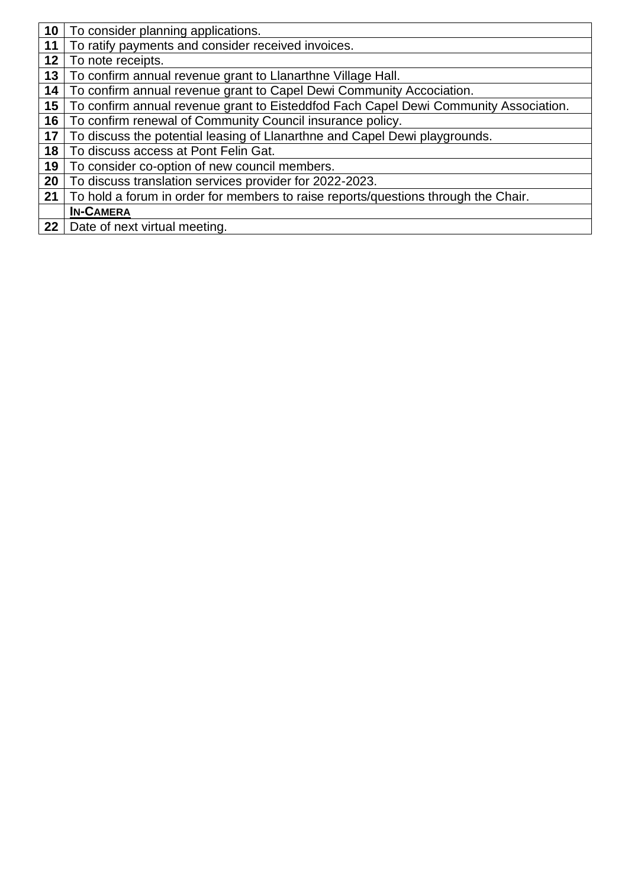| | |
|---|---|
| **10** | To consider planning applications. |
| **11** | To ratify payments and consider received invoices. |
| **12** | To note receipts. |
| **13** | To confirm annual revenue grant to Llanarthne Village Hall. |
| **14** | To confirm annual revenue grant to Capel Dewi Community Accociation. |
| **15** | To confirm annual revenue grant to Eisteddfod Fach Capel Dewi Community Association. |
| **16** | To confirm renewal of Community Council insurance policy. |
| **17** | To discuss the potential leasing of Llanarthne and Capel Dewi playgrounds. |
| **18** | To discuss access at Pont Felin Gat. |
| **19** | To consider co-option of new council members. |
| **20** | To discuss translation services provider for 2022-2023. |
| **21** | To hold a forum in order for members to raise reports/questions through the Chair. |
| | **IN-CAMERA** |
| **22** | Date of next virtual meeting. |